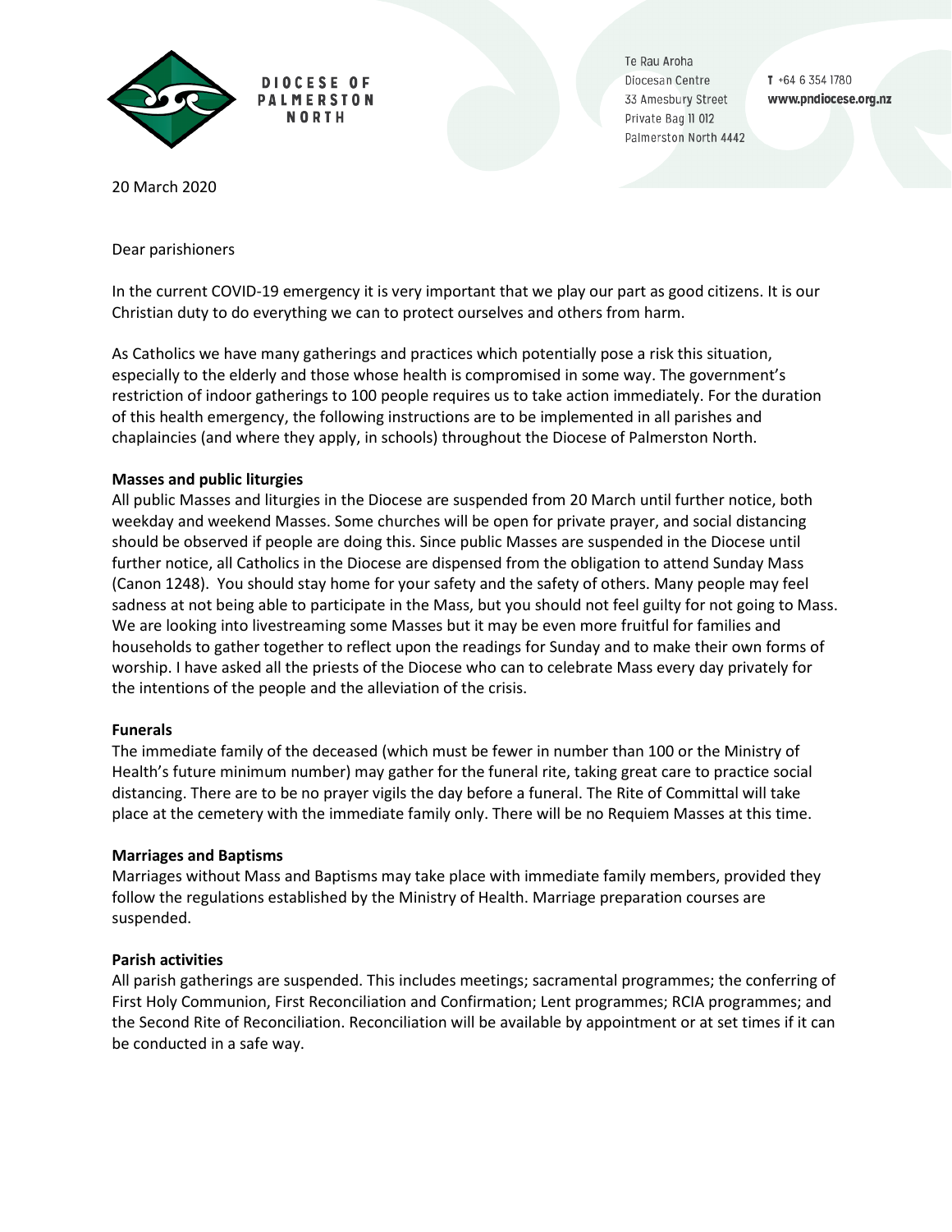DIOCESE OF PALMERSTON NORTH

Te Rau Aroha
Diocesan Centre
33 Amesbury Street
Private Bag 11 012
Palmerston North 4442

T +64 6 354 1780
www.pndiocese.org.nz

20 March 2020

Dear parishioners

In the current COVID-19 emergency it is very important that we play our part as good citizens. It is our Christian duty to do everything we can to protect ourselves and others from harm.

As Catholics we have many gatherings and practices which potentially pose a risk this situation, especially to the elderly and those whose health is compromised in some way. The government's restriction of indoor gatherings to 100 people requires us to take action immediately. For the duration of this health emergency, the following instructions are to be implemented in all parishes and chaplaincies (and where they apply, in schools) throughout the Diocese of Palmerston North.

**Masses and public liturgies**

All public Masses and liturgies in the Diocese are suspended from 20 March until further notice, both weekday and weekend Masses. Some churches will be open for private prayer, and social distancing should be observed if people are doing this. Since public Masses are suspended in the Diocese until further notice, all Catholics in the Diocese are dispensed from the obligation to attend Sunday Mass (Canon 1248). You should stay home for your safety and the safety of others. Many people may feel sadness at not being able to participate in the Mass, but you should not feel guilty for not going to Mass. We are looking into livestreaming some Masses but it may be even more fruitful for families and households to gather together to reflect upon the readings for Sunday and to make their own forms of worship. I have asked all the priests of the Diocese who can to celebrate Mass every day privately for the intentions of the people and the alleviation of the crisis.

**Funerals**

The immediate family of the deceased (which must be fewer in number than 100 or the Ministry of Health's future minimum number) may gather for the funeral rite, taking great care to practice social distancing. There are to be no prayer vigils the day before a funeral. The Rite of Committal will take place at the cemetery with the immediate family only. There will be no Requiem Masses at this time.

**Marriages and Baptisms**

Marriages without Mass and Baptisms may take place with immediate family members, provided they follow the regulations established by the Ministry of Health. Marriage preparation courses are suspended.

**Parish activities**

All parish gatherings are suspended. This includes meetings; sacramental programmes; the conferring of First Holy Communion, First Reconciliation and Confirmation; Lent programmes; RCIA programmes; and the Second Rite of Reconciliation. Reconciliation will be available by appointment or at set times if it can be conducted in a safe way.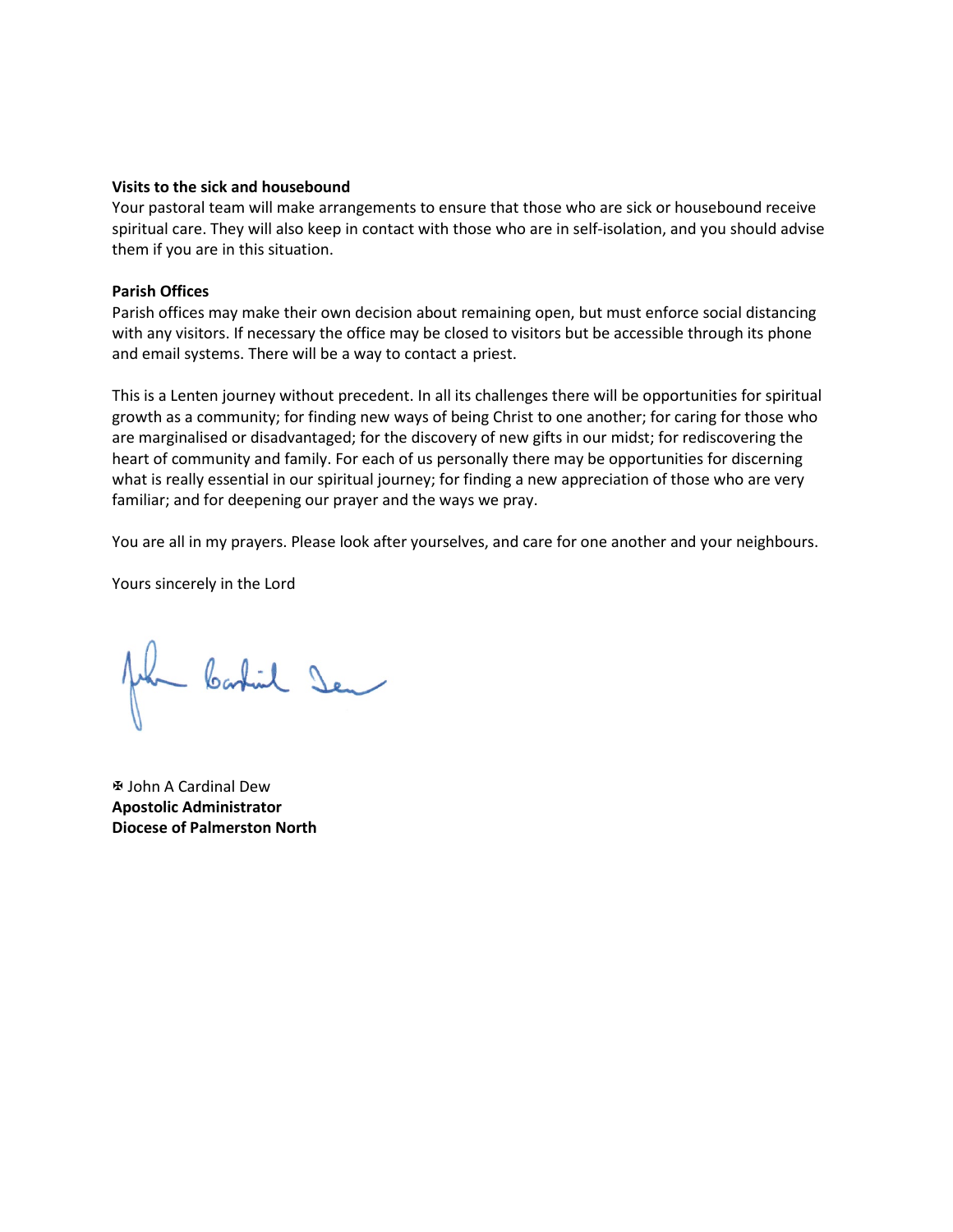**Visits to the sick and housebound**

Your pastoral team will make arrangements to ensure that those who are sick or housebound receive spiritual care. They will also keep in contact with those who are in self-isolation, and you should advise them if you are in this situation.

**Parish Offices**

Parish offices may make their own decision about remaining open, but must enforce social distancing with any visitors. If necessary the office may be closed to visitors but be accessible through its phone and email systems. There will be a way to contact a priest.

This is a Lenten journey without precedent. In all its challenges there will be opportunities for spiritual growth as a community; for finding new ways of being Christ to one another; for caring for those who are marginalised or disadvantaged; for the discovery of new gifts in our midst; for rediscovering the heart of community and family. For each of us personally there may be opportunities for discerning what is really essential in our spiritual journey; for finding a new appreciation of those who are very familiar; and for deepening our prayer and the ways we pray.

You are all in my prayers. Please look after yourselves, and care for one another and your neighbours.

Yours sincerely in the Lord

✠ John A Cardinal Dew
**Apostolic Administrator**
**Diocese of Palmerston North**